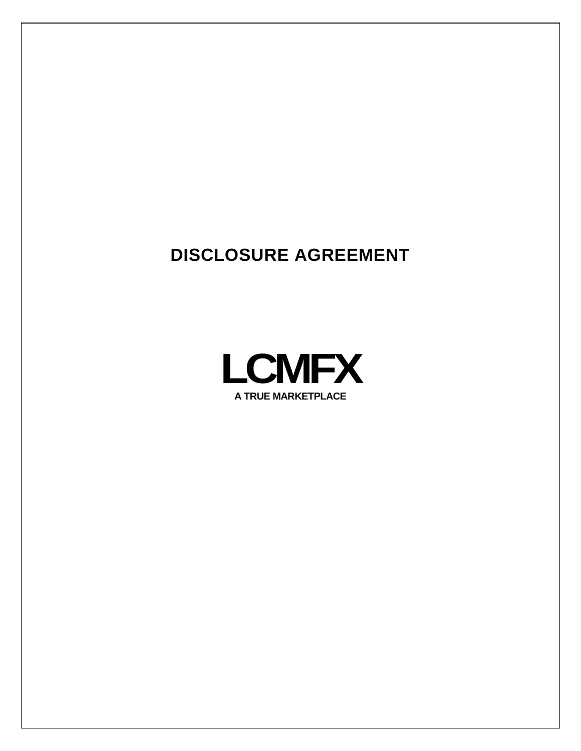# DISCLOSURE AGREEMENT

**LCMFX**

**A TRUE MARKETPLACE**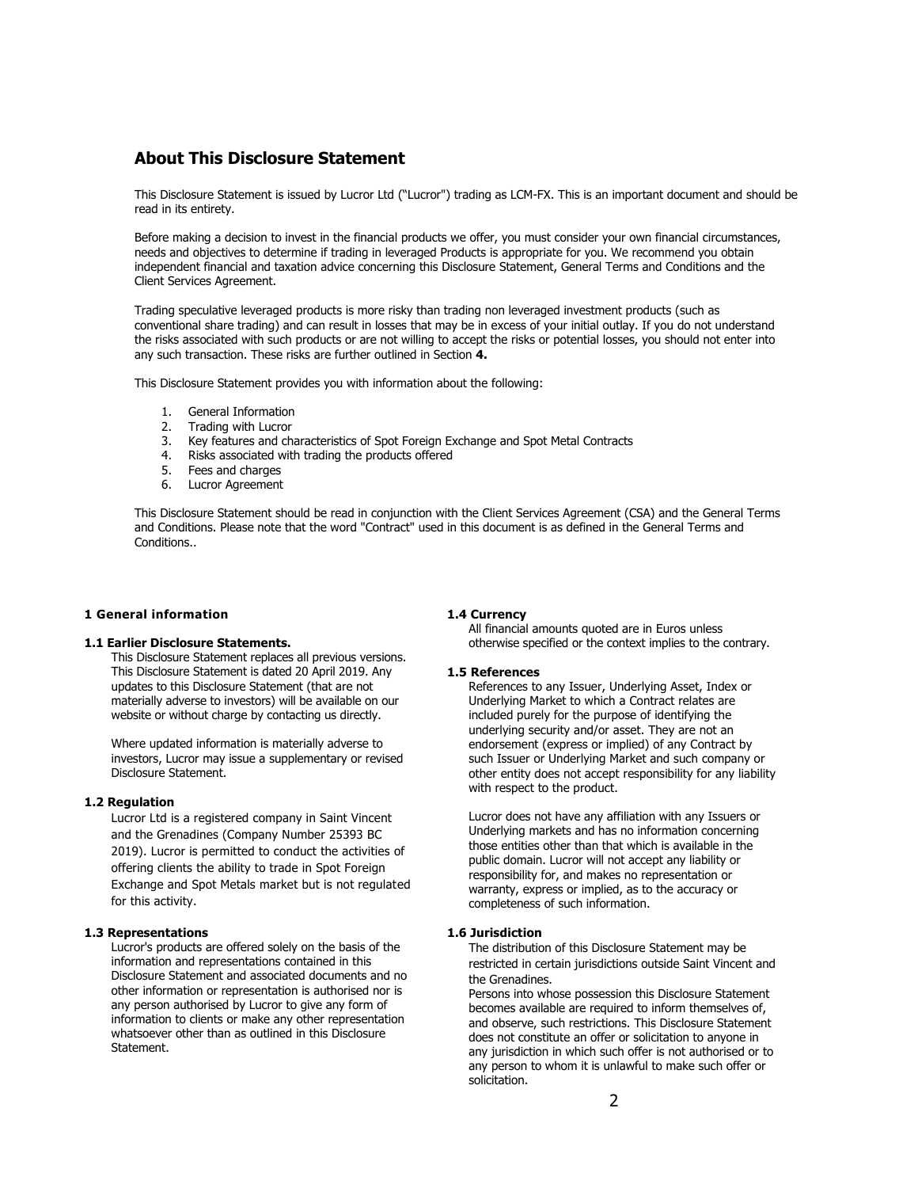# About This Disclosure Statement

This Disclosure Statement is issued by Lucror Ltd ("Lucror") trading as LCM-FX. This is an important document and should be read in its entirety.

Before making a decision to invest in the financial products we offer, you must consider your own financial circumstances, needs and objectives to determine if trading in leveraged Products is appropriate for you. We recommend you obtain independent financial and taxation advice concerning this Disclosure Statement, General Terms and Conditions and the Client Services Agreement.

Trading speculative leveraged products is more risky than trading non leveraged investment products (such as conventional share trading) and can result in losses that may be in excess of your initial outlay. If you do not understand the risks associated with such products or are not willing to accept the risks or potential losses, you should not enter into any such transaction. These risks are further outlined in Section **4.**

This Disclosure Statement provides you with information about the following:

1. General Information
2. Trading with Lucror
3. Key features and characteristics of Spot Foreign Exchange and Spot Metal Contracts
4. Risks associated with trading the products offered
5. Fees and charges
6. Lucror Agreement

This Disclosure Statement should be read in conjunction with the Client Services Agreement (CSA) and the General Terms and Conditions. Please note that the word "Contract" used in this document is as defined in the General Terms and Conditions..

## 1 General information

### 1.1 Earlier Disclosure Statements.

This Disclosure Statement replaces all previous versions. This Disclosure Statement is dated 20 April 2019. Any updates to this Disclosure Statement (that are not materially adverse to investors) will be available on our website or without charge by contacting us directly.

Where updated information is materially adverse to investors, Lucror may issue a supplementary or revised Disclosure Statement.

### 1.2 Regulation

Lucror Ltd is a registered company in Saint Vincent and the Grenadines (Company Number 25393 BC 2019). Lucror is permitted to conduct the activities of offering clients the ability to trade in Spot Foreign Exchange and Spot Metals market but is not regulated for this activity.

### 1.3 Representations

Lucror's products are offered solely on the basis of the information and representations contained in this Disclosure Statement and associated documents and no other information or representation is authorised nor is any person authorised by Lucror to give any form of information to clients or make any other representation whatsoever other than as outlined in this Disclosure Statement.

### 1.4 Currency

All financial amounts quoted are in Euros unless otherwise specified or the context implies to the contrary.

### 1.5 References

References to any Issuer, Underlying Asset, Index or Underlying Market to which a Contract relates are included purely for the purpose of identifying the underlying security and/or asset. They are not an endorsement (express or implied) of any Contract by such Issuer or Underlying Market and such company or other entity does not accept responsibility for any liability with respect to the product.

Lucror does not have any affiliation with any Issuers or Underlying markets and has no information concerning those entities other than that which is available in the public domain. Lucror will not accept any liability or responsibility for, and makes no representation or warranty, express or implied, as to the accuracy or completeness of such information.

### 1.6 Jurisdiction

The distribution of this Disclosure Statement may be restricted in certain jurisdictions outside Saint Vincent and the Grenadines.

Persons into whose possession this Disclosure Statement becomes available are required to inform themselves of, and observe, such restrictions. This Disclosure Statement does not constitute an offer or solicitation to anyone in any jurisdiction in which such offer is not authorised or to any person to whom it is unlawful to make such offer or solicitation.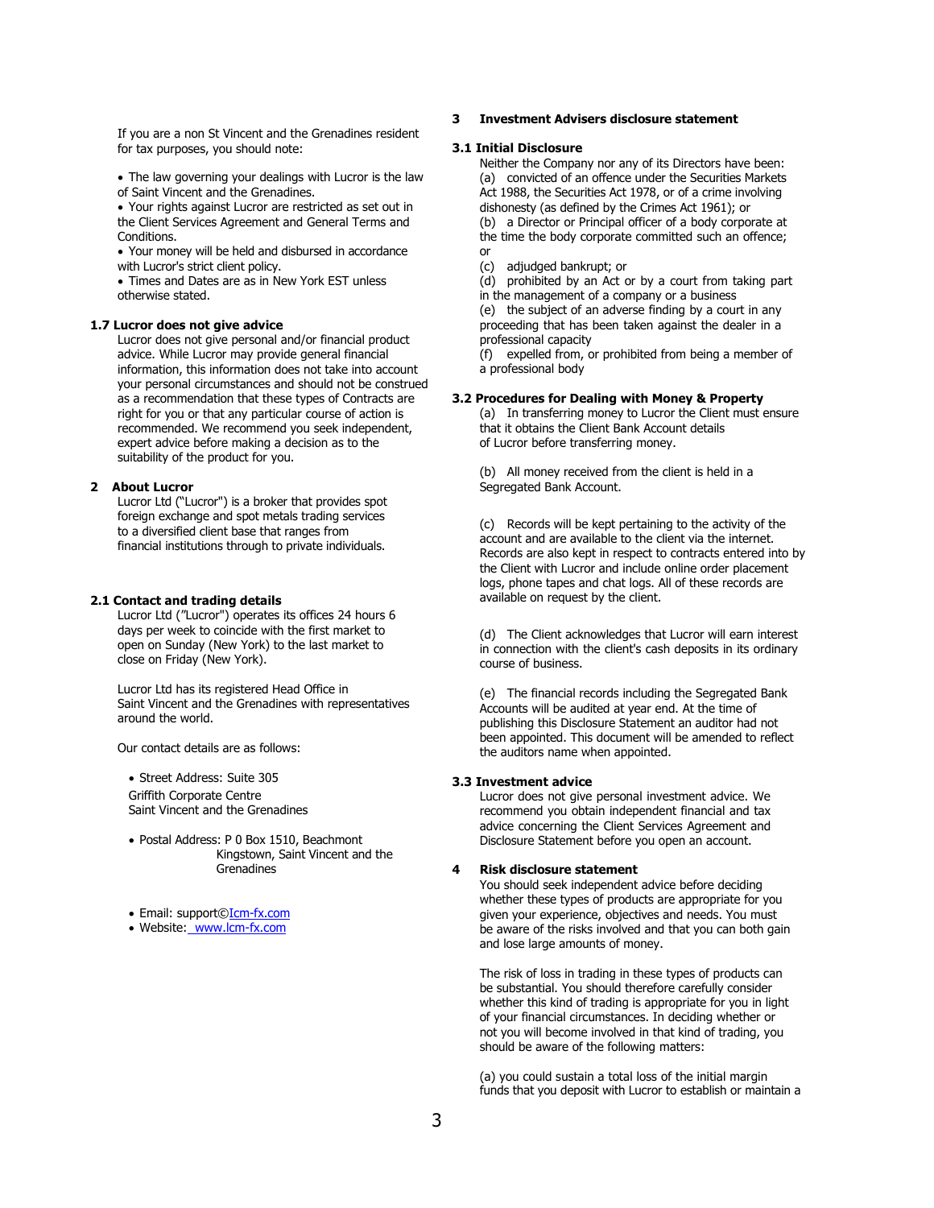If you are a non St Vincent and the Grenadines resident for tax purposes, you should note:

- The law governing your dealings with Lucror is the law of Saint Vincent and the Grenadines.
- Your rights against Lucror are restricted as set out in the Client Services Agreement and General Terms and Conditions.
- Your money will be held and disbursed in accordance with Lucror's strict client policy.
- Times and Dates are as in New York EST unless otherwise stated.

### 1.7 Lucror does not give advice

Lucror does not give personal and/or financial product advice. While Lucror may provide general financial information, this information does not take into account your personal circumstances and should not be construed as a recommendation that these types of Contracts are right for you or that any particular course of action is recommended. We recommend you seek independent, expert advice before making a decision as to the suitability of the product for you.

## 2 About Lucror

Lucror Ltd ("Lucror") is a broker that provides spot foreign exchange and spot metals trading services to a diversified client base that ranges from financial institutions through to private individuals.

### 2.1 Contact and trading details

Lucror Ltd ("Lucror") operates its offices 24 hours 6 days per week to coincide with the first market to open on Sunday (New York) to the last market to close on Friday (New York).

Lucror Ltd has its registered Head Office in Saint Vincent and the Grenadines with representatives around the world.

Our contact details are as follows:

- Street Address: Suite 305
  Griffith Corporate Centre
  Saint Vincent and the Grenadines
- Postal Address: P 0 Box 1510, Beachmont
  Kingstown, Saint Vincent and the Grenadines
- Email: support©Icm-fx.com
- Website: www.lcm-fx.com

## 3 Investment Advisers disclosure statement

### 3.1 Initial Disclosure

Neither the Company nor any of its Directors have been:

(a) convicted of an offence under the Securities Markets Act 1988, the Securities Act 1978, or of a crime involving dishonesty (as defined by the Crimes Act 1961); or

(b) a Director or Principal officer of a body corporate at the time the body corporate committed such an offence; or

(c) adjudged bankrupt; or

(d) prohibited by an Act or by a court from taking part in the management of a company or a business

(e) the subject of an adverse finding by a court in any proceeding that has been taken against the dealer in a professional capacity

(f) expelled from, or prohibited from being a member of a professional body

### 3.2 Procedures for Dealing with Money & Property

(a) In transferring money to Lucror the Client must ensure that it obtains the Client Bank Account details of Lucror before transferring money.

(b) All money received from the client is held in a Segregated Bank Account.

(c) Records will be kept pertaining to the activity of the account and are available to the client via the internet. Records are also kept in respect to contracts entered into by the Client with Lucror and include online order placement logs, phone tapes and chat logs. All of these records are available on request by the client.

(d) The Client acknowledges that Lucror will earn interest in connection with the client's cash deposits in its ordinary course of business.

(e) The financial records including the Segregated Bank Accounts will be audited at year end. At the time of publishing this Disclosure Statement an auditor had not been appointed. This document will be amended to reflect the auditors name when appointed.

### 3.3 Investment advice

Lucror does not give personal investment advice. We recommend you obtain independent financial and tax advice concerning the Client Services Agreement and Disclosure Statement before you open an account.

## 4 Risk disclosure statement

You should seek independent advice before deciding whether these types of products are appropriate for you given your experience, objectives and needs. You must be aware of the risks involved and that you can both gain and lose large amounts of money.

The risk of loss in trading in these types of products can be substantial. You should therefore carefully consider whether this kind of trading is appropriate for you in light of your financial circumstances. In deciding whether or not you will become involved in that kind of trading, you should be aware of the following matters:

(a) you could sustain a total loss of the initial margin funds that you deposit with Lucror to establish or maintain a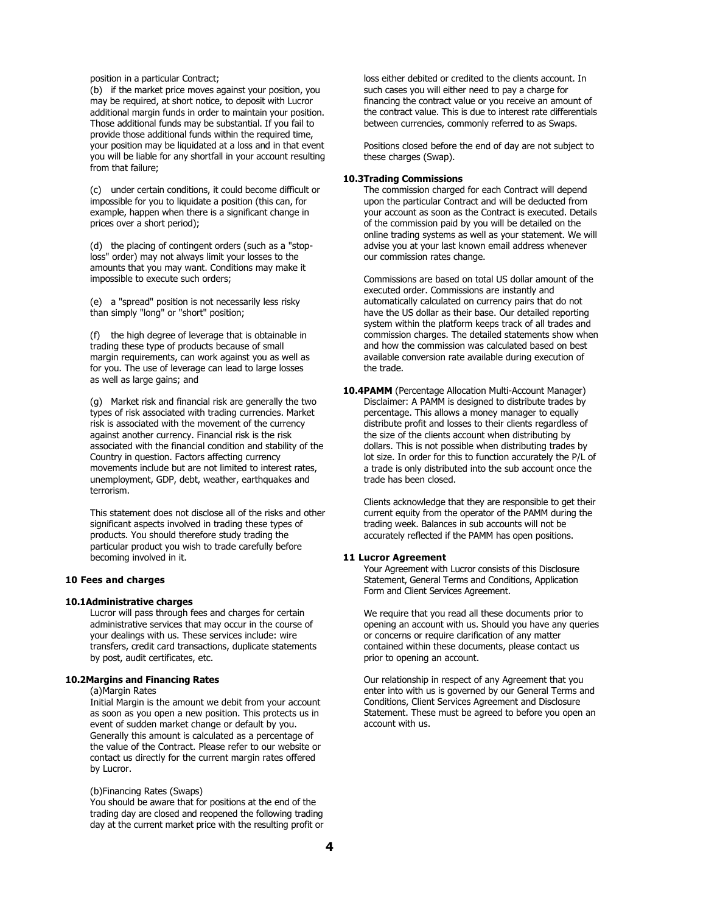position in a particular Contract;

(b) if the market price moves against your position, you may be required, at short notice, to deposit with Lucror additional margin funds in order to maintain your position. Those additional funds may be substantial. If you fail to provide those additional funds within the required time, your position may be liquidated at a loss and in that event you will be liable for any shortfall in your account resulting from that failure;

(c) under certain conditions, it could become difficult or impossible for you to liquidate a position (this can, for example, happen when there is a significant change in prices over a short period);

(d) the placing of contingent orders (such as a "stop-loss" order) may not always limit your losses to the amounts that you may want. Conditions may make it impossible to execute such orders;

(e) a "spread" position is not necessarily less risky than simply "long" or "short" position;

(f) the high degree of leverage that is obtainable in trading these type of products because of small margin requirements, can work against you as well as for you. The use of leverage can lead to large losses as well as large gains; and

(g) Market risk and financial risk are generally the two types of risk associated with trading currencies. Market risk is associated with the movement of the currency against another currency. Financial risk is the risk associated with the financial condition and stability of the Country in question. Factors affecting currency movements include but are not limited to interest rates, unemployment, GDP, debt, weather, earthquakes and terrorism.

This statement does not disclose all of the risks and other significant aspects involved in trading these types of products. You should therefore study trading the particular product you wish to trade carefully before becoming involved in it.

## 10 Fees and charges

### 10.1Administrative charges

Lucror will pass through fees and charges for certain administrative services that may occur in the course of your dealings with us. These services include: wire transfers, credit card transactions, duplicate statements by post, audit certificates, etc.

### 10.2Margins and Financing Rates

(a)Margin Rates

Initial Margin is the amount we debit from your account as soon as you open a new position. This protects us in event of sudden market change or default by you. Generally this amount is calculated as a percentage of the value of the Contract. Please refer to our website or contact us directly for the current margin rates offered by Lucror.

(b)Financing Rates (Swaps)

You should be aware that for positions at the end of the trading day are closed and reopened the following trading day at the current market price with the resulting profit or loss either debited or credited to the clients account. In such cases you will either need to pay a charge for financing the contract value or you receive an amount of the contract value. This is due to interest rate differentials between currencies, commonly referred to as Swaps.

Positions closed before the end of day are not subject to these charges (Swap).

### 10.3Trading Commissions

The commission charged for each Contract will depend upon the particular Contract and will be deducted from your account as soon as the Contract is executed. Details of the commission paid by you will be detailed on the online trading systems as well as your statement. We will advise you at your last known email address whenever our commission rates change.

Commissions are based on total US dollar amount of the executed order. Commissions are instantly and automatically calculated on currency pairs that do not have the US dollar as their base. Our detailed reporting system within the platform keeps track of all trades and commission charges. The detailed statements show when and how the commission was calculated based on best available conversion rate available during execution of the trade.

### 10.4PAMM (Percentage Allocation Multi-Account Manager)

Disclaimer: A PAMM is designed to distribute trades by percentage. This allows a money manager to equally distribute profit and losses to their clients regardless of the size of the clients account when distributing by dollars. This is not possible when distributing trades by lot size. In order for this to function accurately the P/L of a trade is only distributed into the sub account once the trade has been closed.

Clients acknowledge that they are responsible to get their current equity from the operator of the PAMM during the trading week. Balances in sub accounts will not be accurately reflected if the PAMM has open positions.

## 11 Lucror Agreement

Your Agreement with Lucror consists of this Disclosure Statement, General Terms and Conditions, Application Form and Client Services Agreement.

We require that you read all these documents prior to opening an account with us. Should you have any queries or concerns or require clarification of any matter contained within these documents, please contact us prior to opening an account.

Our relationship in respect of any Agreement that you enter into with us is governed by our General Terms and Conditions, Client Services Agreement and Disclosure Statement. These must be agreed to before you open an account with us.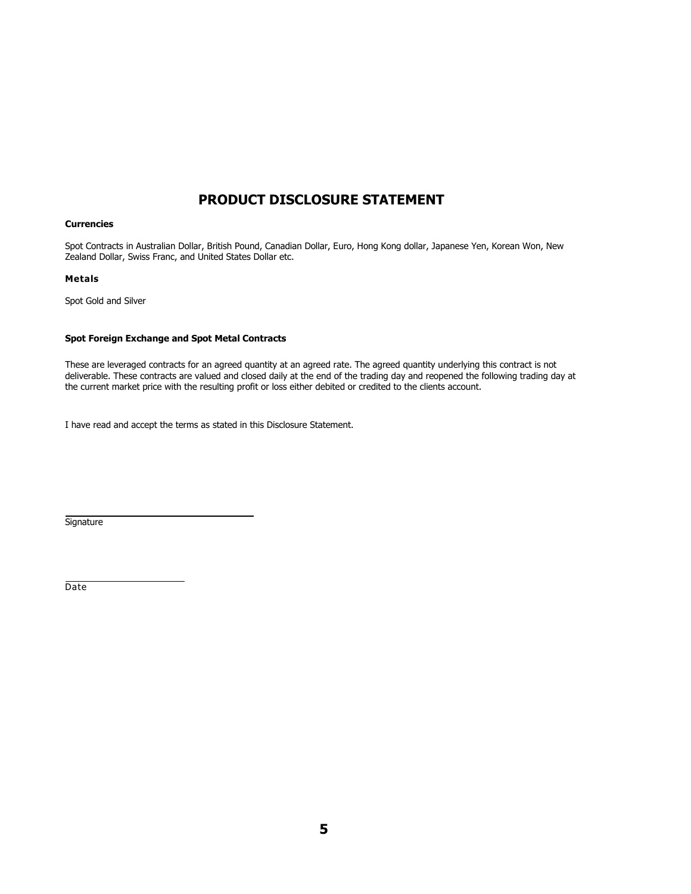# PRODUCT DISCLOSURE STATEMENT

**Currencies**

Spot Contracts in Australian Dollar, British Pound, Canadian Dollar, Euro, Hong Kong dollar, Japanese Yen, Korean Won, New Zealand Dollar, Swiss Franc, and United States Dollar etc.

**Metals**

Spot Gold and Silver

**Spot Foreign Exchange and Spot Metal Contracts**

These are leveraged contracts for an agreed quantity at an agreed rate. The agreed quantity underlying this contract is not deliverable. These contracts are valued and closed daily at the end of the trading day and reopened the following trading day at the current market price with the resulting profit or loss either debited or credited to the clients account.

I have read and accept the terms as stated in this Disclosure Statement.

Signature

Date